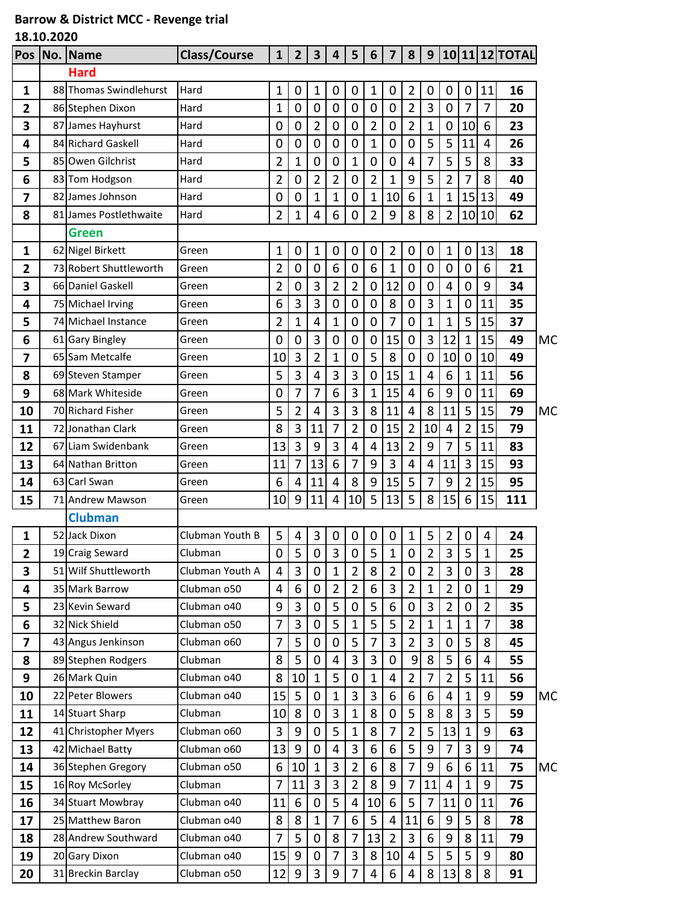**Barrow & District MCC - Revenge trial**

**18.10.2020**

| Pos | No. | Name | Class/Course | 1 | 2 | 3 | 4 | 5 | 6 | 7 | 8 | 9 | 10 | 11 | 12 | TOTAL | |
|---|---|---|---|---|---|---|---|---|---|---|---|---|---|---|---|---|---|
| | | **Hard** | | | | | | | | | | | | | | | |
| 1 | 88 | Thomas Swindlehurst | Hard | 1 | 0 | 1 | 0 | 0 | 1 | 0 | 2 | 0 | 0 | 0 | 11 | **16** | |
| 2 | 86 | Stephen Dixon | Hard | 1 | 0 | 0 | 0 | 0 | 0 | 0 | 2 | 3 | 0 | 7 | 7 | **20** | |
| 3 | 87 | James Hayhurst | Hard | 0 | 0 | 2 | 0 | 0 | 2 | 0 | 2 | 1 | 0 | 10 | 6 | **23** | |
| 4 | 84 | Richard Gaskell | Hard | 0 | 0 | 0 | 0 | 0 | 1 | 0 | 0 | 5 | 5 | 11 | 4 | **26** | |
| 5 | 85 | Owen Gilchrist | Hard | 2 | 1 | 0 | 0 | 1 | 0 | 0 | 4 | 7 | 5 | 5 | 8 | **33** | |
| 6 | 83 | Tom Hodgson | Hard | 2 | 0 | 2 | 2 | 0 | 2 | 1 | 9 | 5 | 2 | 7 | 8 | **40** | |
| 7 | 82 | James Johnson | Hard | 0 | 0 | 1 | 1 | 0 | 1 | 10 | 6 | 1 | 1 | 15 | 13 | **49** | |
| 8 | 81 | James Postlethwaite | Hard | 2 | 1 | 4 | 6 | 0 | 2 | 9 | 8 | 8 | 2 | 10 | 10 | **62** | |
| | | **Green** | | | | | | | | | | | | | | | |
| 1 | 62 | Nigel Birkett | Green | 1 | 0 | 1 | 0 | 0 | 0 | 2 | 0 | 0 | 1 | 0 | 13 | **18** | |
| 2 | 73 | Robert Shuttleworth | Green | 2 | 0 | 0 | 6 | 0 | 6 | 1 | 0 | 0 | 0 | 0 | 6 | **21** | |
| 3 | 66 | Daniel Gaskell | Green | 2 | 0 | 3 | 2 | 2 | 0 | 12 | 0 | 0 | 4 | 0 | 9 | **34** | |
| 4 | 75 | Michael Irving | Green | 6 | 3 | 3 | 0 | 0 | 0 | 8 | 0 | 3 | 1 | 0 | 11 | **35** | |
| 5 | 74 | Michael Instance | Green | 2 | 1 | 4 | 1 | 0 | 0 | 7 | 0 | 1 | 1 | 5 | 15 | **37** | |
| 6 | 61 | Gary Bingley | Green | 0 | 0 | 3 | 0 | 0 | 0 | 15 | 0 | 3 | 12 | 1 | 15 | **49** | MC |
| 7 | 65 | Sam Metcalfe | Green | 10 | 3 | 2 | 1 | 0 | 5 | 8 | 0 | 0 | 10 | 0 | 10 | **49** | |
| 8 | 69 | Steven Stamper | Green | 5 | 3 | 4 | 3 | 3 | 0 | 15 | 1 | 4 | 6 | 1 | 11 | **56** | |
| 9 | 68 | Mark Whiteside | Green | 0 | 7 | 7 | 6 | 3 | 1 | 15 | 4 | 6 | 9 | 0 | 11 | **69** | |
| 10 | 70 | Richard Fisher | Green | 5 | 2 | 4 | 3 | 3 | 8 | 11 | 4 | 8 | 11 | 5 | 15 | **79** | MC |
| 11 | 72 | Jonathan Clark | Green | 8 | 3 | 11 | 7 | 2 | 0 | 15 | 2 | 10 | 4 | 2 | 15 | **79** | |
| 12 | 67 | Liam Swidenbank | Green | 13 | 3 | 9 | 3 | 4 | 4 | 13 | 2 | 9 | 7 | 5 | 11 | **83** | |
| 13 | 64 | Nathan Britton | Green | 11 | 7 | 13 | 6 | 7 | 9 | 3 | 4 | 4 | 11 | 3 | 15 | **93** | |
| 14 | 63 | Carl Swan | Green | 6 | 4 | 11 | 4 | 8 | 9 | 15 | 5 | 7 | 9 | 2 | 15 | **95** | |
| 15 | 71 | Andrew Mawson | Green | 10 | 9 | 11 | 4 | 10 | 5 | 13 | 5 | 8 | 15 | 6 | 15 | **111** | |
| | | **Clubman** | | | | | | | | | | | | | | | |
| 1 | 52 | Jack Dixon | Clubman Youth B | 5 | 4 | 3 | 0 | 0 | 0 | 0 | 1 | 5 | 2 | 0 | 4 | **24** | |
| 2 | 19 | Craig Seward | Clubman | 0 | 5 | 0 | 3 | 0 | 5 | 1 | 0 | 2 | 3 | 5 | 1 | **25** | |
| 3 | 51 | Wilf Shuttleworth | Clubman Youth A | 4 | 3 | 0 | 1 | 2 | 8 | 2 | 0 | 2 | 3 | 0 | 3 | **28** | |
| 4 | 35 | Mark Barrow | Clubman o50 | 4 | 6 | 0 | 2 | 2 | 6 | 3 | 2 | 1 | 2 | 0 | 1 | **29** | |
| 5 | 23 | Kevin Seward | Clubman o40 | 9 | 3 | 0 | 5 | 0 | 5 | 6 | 0 | 3 | 2 | 0 | 2 | **35** | |
| 6 | 32 | Nick Shield | Clubman o50 | 7 | 3 | 0 | 5 | 1 | 5 | 5 | 2 | 1 | 1 | 1 | 7 | **38** | |
| 7 | 43 | Angus Jenkinson | Clubman o60 | 7 | 5 | 0 | 0 | 5 | 7 | 3 | 2 | 3 | 0 | 5 | 8 | **45** | |
| 8 | 89 | Stephen Rodgers | Clubman | 8 | 5 | 0 | 4 | 3 | 3 | 0 | 9 | 8 | 5 | 6 | 4 | **55** | |
| 9 | 26 | Mark Quin | Clubman o40 | 8 | 10 | 1 | 5 | 0 | 1 | 4 | 2 | 7 | 2 | 5 | 11 | **56** | |
| 10 | 22 | Peter Blowers | Clubman o40 | 15 | 5 | 0 | 1 | 3 | 3 | 6 | 6 | 6 | 4 | 1 | 9 | **59** | MC |
| 11 | 14 | Stuart Sharp | Clubman | 10 | 8 | 0 | 3 | 1 | 8 | 0 | 5 | 8 | 8 | 3 | 5 | **59** | |
| 12 | 41 | Christopher Myers | Clubman o60 | 3 | 9 | 0 | 5 | 1 | 8 | 7 | 2 | 5 | 13 | 1 | 9 | **63** | |
| 13 | 42 | Michael Batty | Clubman o60 | 13 | 9 | 0 | 4 | 3 | 6 | 6 | 5 | 9 | 7 | 3 | 9 | **74** | |
| 14 | 36 | Stephen Gregory | Clubman o50 | 6 | 10 | 1 | 3 | 2 | 6 | 8 | 7 | 9 | 6 | 6 | 11 | **75** | MC |
| 15 | 16 | Roy McSorley | Clubman | 7 | 11 | 3 | 3 | 2 | 8 | 9 | 7 | 11 | 4 | 1 | 9 | **75** | |
| 16 | 34 | Stuart Mowbray | Clubman o40 | 11 | 6 | 0 | 5 | 4 | 10 | 6 | 5 | 7 | 11 | 0 | 11 | **76** | |
| 17 | 25 | Matthew Baron | Clubman o40 | 8 | 8 | 1 | 7 | 6 | 5 | 4 | 11 | 6 | 9 | 5 | 8 | **78** | |
| 18 | 28 | Andrew Southward | Clubman o40 | 7 | 5 | 0 | 8 | 7 | 13 | 2 | 3 | 6 | 9 | 8 | 11 | **79** | |
| 19 | 20 | Gary Dixon | Clubman o40 | 15 | 9 | 0 | 7 | 3 | 8 | 10 | 4 | 5 | 5 | 5 | 9 | **80** | |
| 20 | 31 | Breckin Barclay | Clubman o50 | 12 | 9 | 3 | 9 | 7 | 4 | 6 | 4 | 8 | 13 | 8 | 8 | **91** | |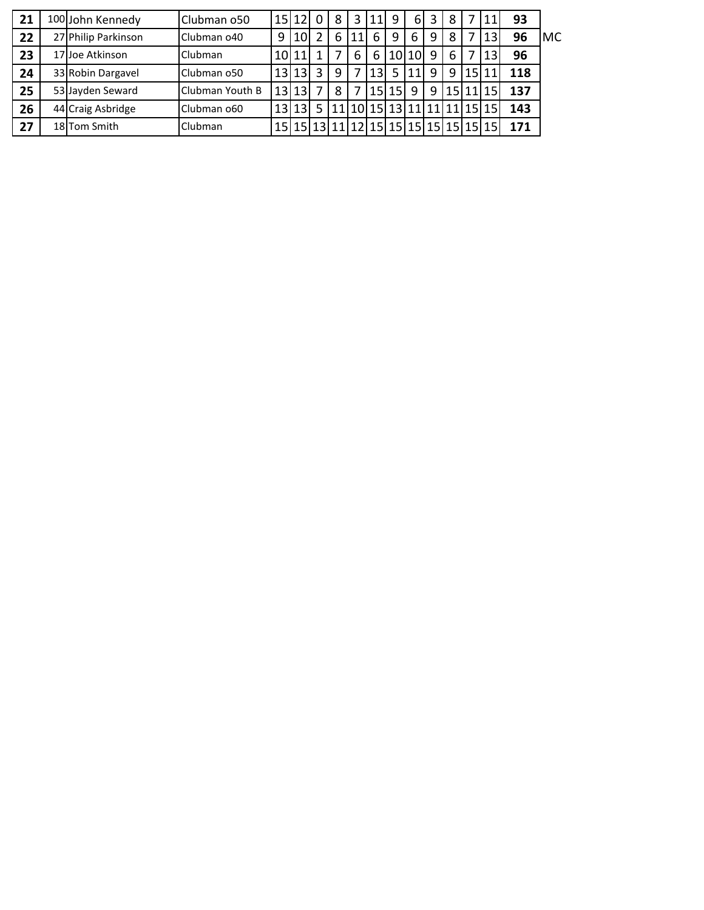| | | | | | | | | | | | | | | | | | |
|---|---|---|---|---|---|---|---|---|---|---|---|---|---|---|---|---|---|
| **21** | 100 | John Kennedy | Clubman o50 | 15 | 12 | 0 | 8 | 3 | 11 | 9 | 6 | 3 | 8 | 7 | 11 | **93** | |
| **22** | 27 | Philip Parkinson | Clubman o40 | 9 | 10 | 2 | 6 | 11 | 6 | 9 | 6 | 9 | 8 | 7 | 13 | **96** | MC |
| **23** | 17 | Joe Atkinson | Clubman | 10 | 11 | 1 | 7 | 6 | 6 | 10 | 10 | 9 | 6 | 7 | 13 | **96** | |
| **24** | 33 | Robin Dargavel | Clubman o50 | 13 | 13 | 3 | 9 | 7 | 13 | 5 | 11 | 9 | 9 | 15 | 11 | **118** | |
| **25** | 53 | Jayden Seward | Clubman Youth B | 13 | 13 | 7 | 8 | 7 | 15 | 15 | 9 | 9 | 15 | 11 | 15 | **137** | |
| **26** | 44 | Craig Asbridge | Clubman o60 | 13 | 13 | 5 | 11 | 10 | 15 | 13 | 11 | 11 | 11 | 15 | 15 | **143** | |
| **27** | 18 | Tom Smith | Clubman | 15 | 15 | 13 | 11 | 12 | 15 | 15 | 15 | 15 | 15 | 15 | 15 | **171** | |